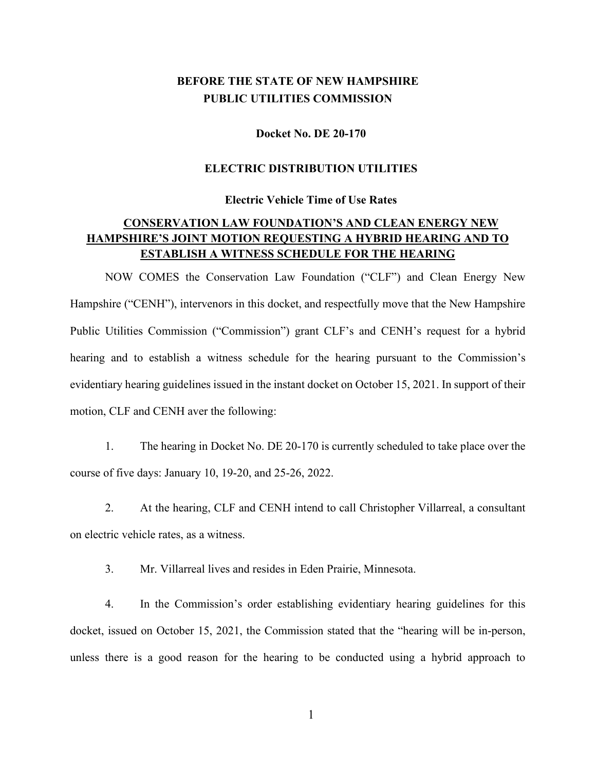**BEFORE THE STATE OF NEW HAMPSHIRE**
**PUBLIC UTILITIES COMMISSION**

**Docket No. DE 20-170**

**ELECTRIC DISTRIBUTION UTILITIES**

**Electric Vehicle Time of Use Rates**

**<u>CONSERVATION LAW FOUNDATION'S AND CLEAN ENERGY NEW HAMPSHIRE'S JOINT MOTION REQUESTING A HYBRID HEARING AND TO ESTABLISH A WITNESS SCHEDULE FOR THE HEARING</u>**

NOW COMES the Conservation Law Foundation ("CLF") and Clean Energy New Hampshire ("CENH"), intervenors in this docket, and respectfully move that the New Hampshire Public Utilities Commission ("Commission") grant CLF's and CENH's request for a hybrid hearing and to establish a witness schedule for the hearing pursuant to the Commission's evidentiary hearing guidelines issued in the instant docket on October 15, 2021. In support of their motion, CLF and CENH aver the following:

1. The hearing in Docket No. DE 20-170 is currently scheduled to take place over the course of five days: January 10, 19-20, and 25-26, 2022.

2. At the hearing, CLF and CENH intend to call Christopher Villarreal, a consultant on electric vehicle rates, as a witness.

3. Mr. Villarreal lives and resides in Eden Prairie, Minnesota.

4. In the Commission's order establishing evidentiary hearing guidelines for this docket, issued on October 15, 2021, the Commission stated that the "hearing will be in-person, unless there is a good reason for the hearing to be conducted using a hybrid approach to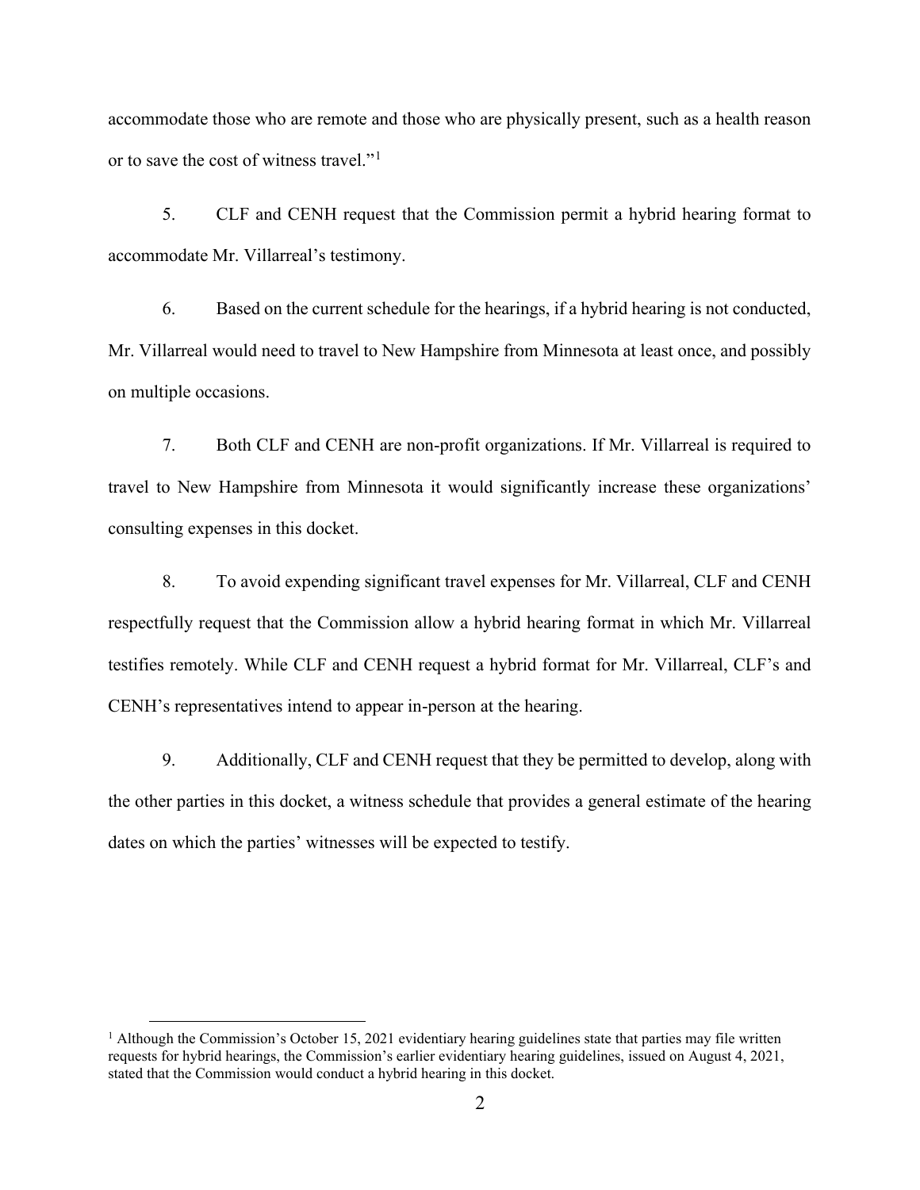accommodate those who are remote and those who are physically present, such as a health reason or to save the cost of witness travel."[1]

5. CLF and CENH request that the Commission permit a hybrid hearing format to accommodate Mr. Villarreal's testimony.

6. Based on the current schedule for the hearings, if a hybrid hearing is not conducted, Mr. Villarreal would need to travel to New Hampshire from Minnesota at least once, and possibly on multiple occasions.

7. Both CLF and CENH are non-profit organizations. If Mr. Villarreal is required to travel to New Hampshire from Minnesota it would significantly increase these organizations' consulting expenses in this docket.

8. To avoid expending significant travel expenses for Mr. Villarreal, CLF and CENH respectfully request that the Commission allow a hybrid hearing format in which Mr. Villarreal testifies remotely. While CLF and CENH request a hybrid format for Mr. Villarreal, CLF's and CENH's representatives intend to appear in-person at the hearing.

9. Additionally, CLF and CENH request that they be permitted to develop, along with the other parties in this docket, a witness schedule that provides a general estimate of the hearing dates on which the parties' witnesses will be expected to testify.

---

[1] Although the Commission's October 15, 2021 evidentiary hearing guidelines state that parties may file written requests for hybrid hearings, the Commission's earlier evidentiary hearing guidelines, issued on August 4, 2021, stated that the Commission would conduct a hybrid hearing in this docket.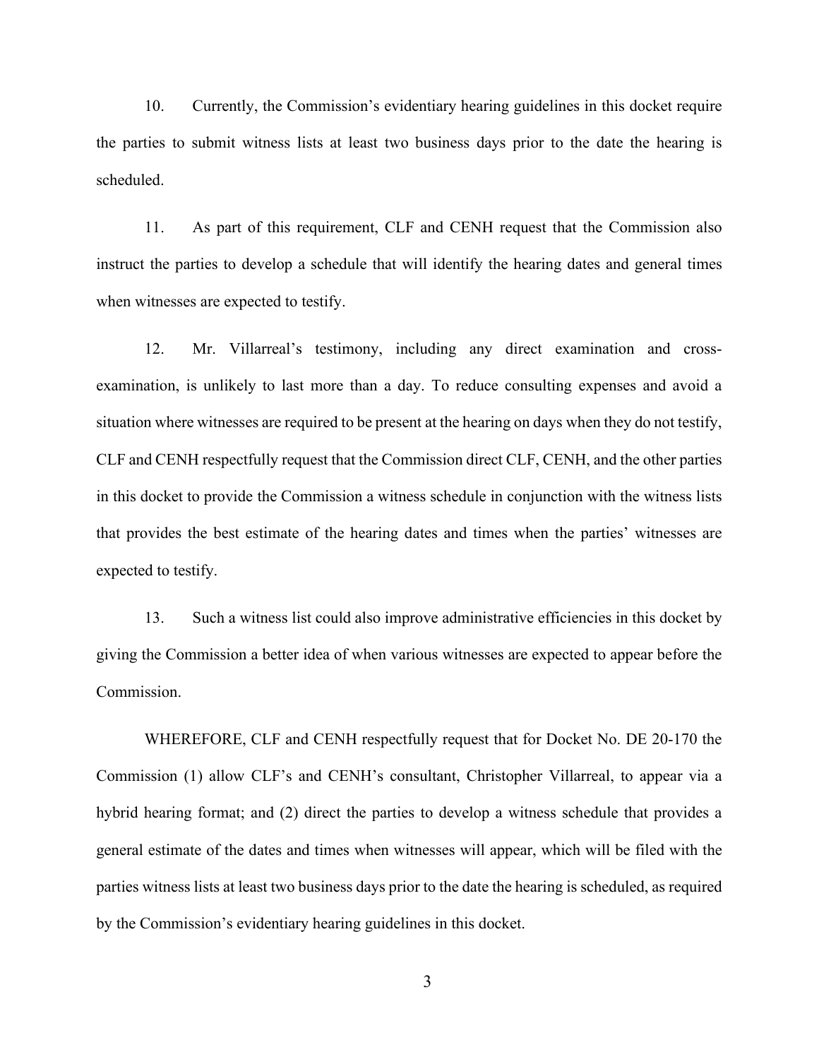10. Currently, the Commission's evidentiary hearing guidelines in this docket require the parties to submit witness lists at least two business days prior to the date the hearing is scheduled.

11. As part of this requirement, CLF and CENH request that the Commission also instruct the parties to develop a schedule that will identify the hearing dates and general times when witnesses are expected to testify.

12. Mr. Villarreal's testimony, including any direct examination and cross-examination, is unlikely to last more than a day. To reduce consulting expenses and avoid a situation where witnesses are required to be present at the hearing on days when they do not testify, CLF and CENH respectfully request that the Commission direct CLF, CENH, and the other parties in this docket to provide the Commission a witness schedule in conjunction with the witness lists that provides the best estimate of the hearing dates and times when the parties' witnesses are expected to testify.

13. Such a witness list could also improve administrative efficiencies in this docket by giving the Commission a better idea of when various witnesses are expected to appear before the Commission.

WHEREFORE, CLF and CENH respectfully request that for Docket No. DE 20-170 the Commission (1) allow CLF's and CENH's consultant, Christopher Villarreal, to appear via a hybrid hearing format; and (2) direct the parties to develop a witness schedule that provides a general estimate of the dates and times when witnesses will appear, which will be filed with the parties witness lists at least two business days prior to the date the hearing is scheduled, as required by the Commission's evidentiary hearing guidelines in this docket.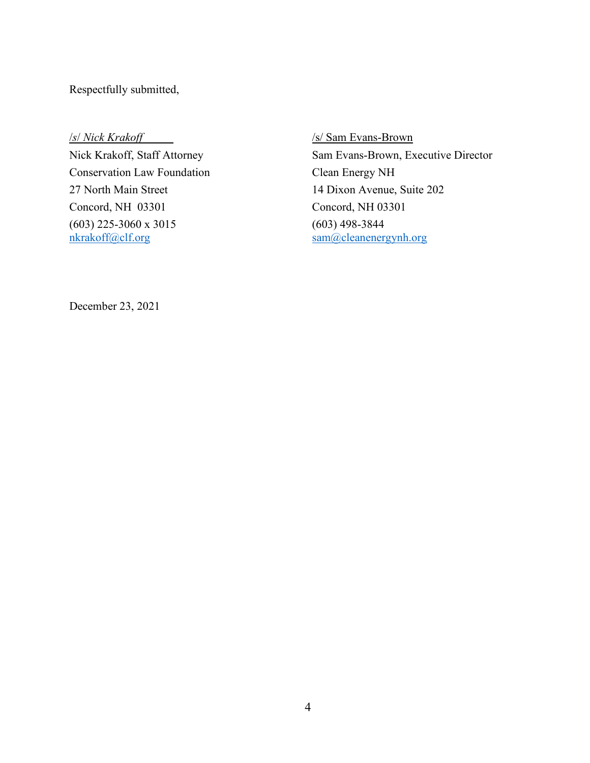Respectfully submitted,

*/s/ Nick Krakoff*
Nick Krakoff, Staff Attorney
Conservation Law Foundation
27 North Main Street
Concord, NH 03301
(603) 225-3060 x 3015
nkrakoff@clf.org

/s/ Sam Evans-Brown
Sam Evans-Brown, Executive Director
Clean Energy NH
14 Dixon Avenue, Suite 202
Concord, NH 03301
(603) 498-3844
sam@cleanenergynh.org

December 23, 2021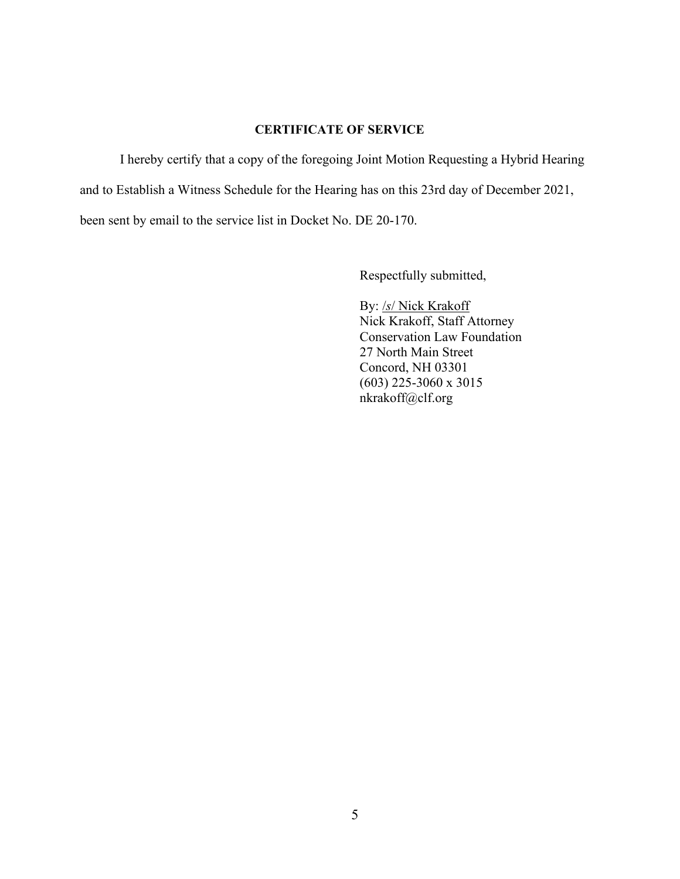**CERTIFICATE OF SERVICE**

I hereby certify that a copy of the foregoing Joint Motion Requesting a Hybrid Hearing and to Establish a Witness Schedule for the Hearing has on this 23rd day of December 2021, been sent by email to the service list in Docket No. DE 20-170.

Respectfully submitted,

By: /s/ Nick Krakoff
Nick Krakoff, Staff Attorney
Conservation Law Foundation
27 North Main Street
Concord, NH 03301
(603) 225-3060 x 3015
nkrakoff@clf.org